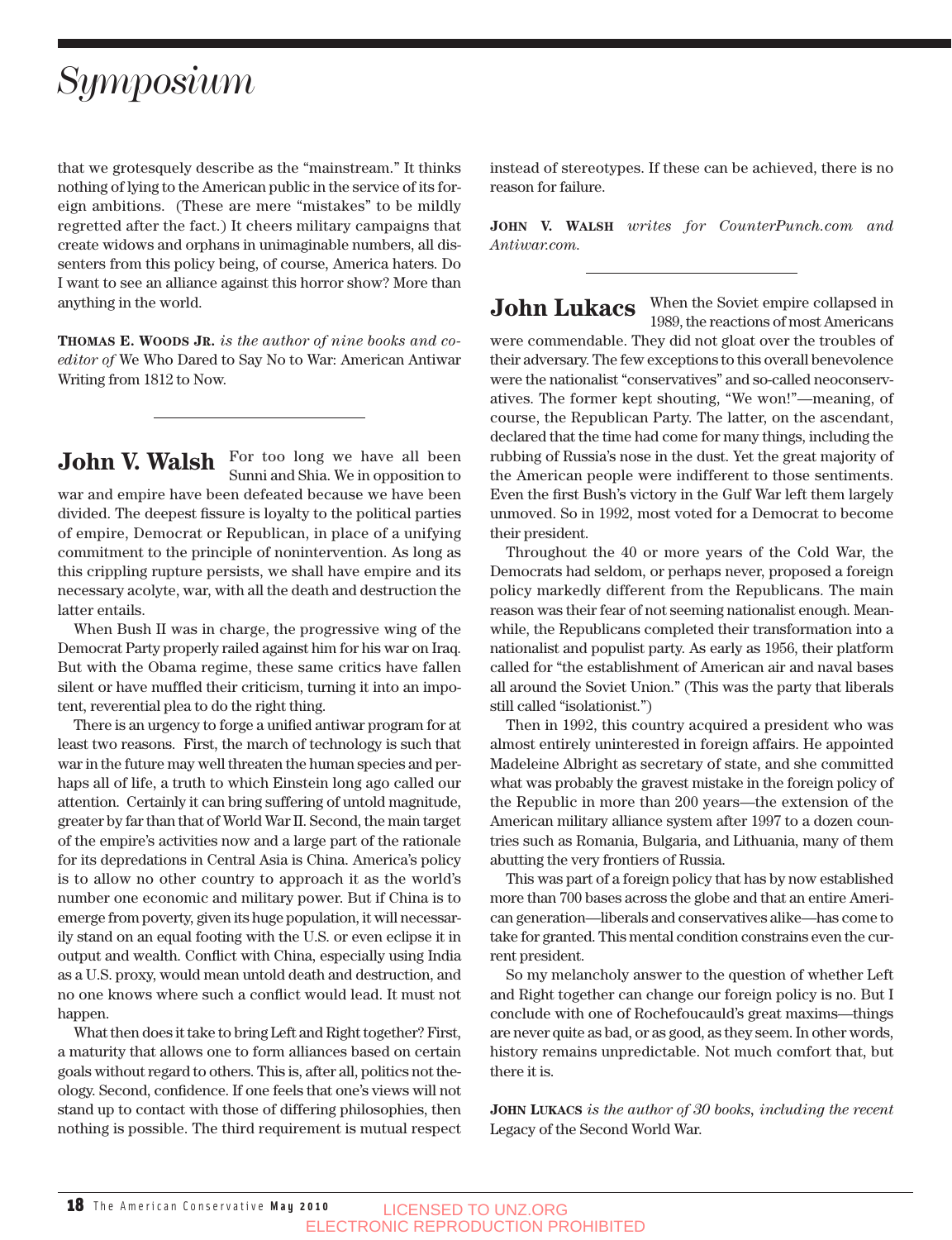# Symposium

that we grotesquely describe as the "mainstream." It thinks nothing of lying to the American public in the service of its foreign ambitions. (These are mere "mistakes" to be mildly regretted after the fact.) It cheers military campaigns that create widows and orphans in unimaginable numbers, all dissenters from this policy being, of course, America haters. Do I want to see an alliance against this horror show? More than anything in the world.

**Thomas E. Woods Jr.** *is the author of nine books and co-editor of* We Who Dared to Say No to War: American Antiwar Writing from 1812 to Now.

---

## John V. Walsh

For too long we have all been Sunni and Shia. We in opposition to war and empire have been defeated because we have been divided. The deepest fissure is loyalty to the political parties of empire, Democrat or Republican, in place of a unifying commitment to the principle of nonintervention. As long as this crippling rupture persists, we shall have empire and its necessary acolyte, war, with all the death and destruction the latter entails.

When Bush II was in charge, the progressive wing of the Democrat Party properly railed against him for his war on Iraq. But with the Obama regime, these same critics have fallen silent or have muffled their criticism, turning it into an impotent, reverential plea to do the right thing.

There is an urgency to forge a unified antiwar program for at least two reasons. First, the march of technology is such that war in the future may well threaten the human species and perhaps all of life, a truth to which Einstein long ago called our attention. Certainly it can bring suffering of untold magnitude, greater by far than that of World War II. Second, the main target of the empire's activities now and a large part of the rationale for its depredations in Central Asia is China. America's policy is to allow no other country to approach it as the world's number one economic and military power. But if China is to emerge from poverty, given its huge population, it will necessarily stand on an equal footing with the U.S. or even eclipse it in output and wealth. Conflict with China, especially using India as a U.S. proxy, would mean untold death and destruction, and no one knows where such a conflict would lead. It must not happen.

What then does it take to bring Left and Right together? First, a maturity that allows one to form alliances based on certain goals without regard to others. This is, after all, politics not theology. Second, confidence. If one feels that one's views will not stand up to contact with those of differing philosophies, then nothing is possible. The third requirement is mutual respect instead of stereotypes. If these can be achieved, there is no reason for failure.

**John V. Walsh** *writes for CounterPunch.com and Antiwar.com.*

---

## John Lukacs

When the Soviet empire collapsed in 1989, the reactions of most Americans were commendable. They did not gloat over the troubles of their adversary. The few exceptions to this overall benevolence were the nationalist "conservatives" and so-called neoconservatives. The former kept shouting, "We won!"—meaning, of course, the Republican Party. The latter, on the ascendant, declared that the time had come for many things, including the rubbing of Russia's nose in the dust. Yet the great majority of the American people were indifferent to those sentiments. Even the first Bush's victory in the Gulf War left them largely unmoved. So in 1992, most voted for a Democrat to become their president.

Throughout the 40 or more years of the Cold War, the Democrats had seldom, or perhaps never, proposed a foreign policy markedly different from the Republicans. The main reason was their fear of not seeming nationalist enough. Meanwhile, the Republicans completed their transformation into a nationalist and populist party. As early as 1956, their platform called for "the establishment of American air and naval bases all around the Soviet Union." (This was the party that liberals still called "isolationist.")

Then in 1992, this country acquired a president who was almost entirely uninterested in foreign affairs. He appointed Madeleine Albright as secretary of state, and she committed what was probably the gravest mistake in the foreign policy of the Republic in more than 200 years—the extension of the American military alliance system after 1997 to a dozen countries such as Romania, Bulgaria, and Lithuania, many of them abutting the very frontiers of Russia.

This was part of a foreign policy that has by now established more than 700 bases across the globe and that an entire American generation—liberals and conservatives alike—has come to take for granted. This mental condition constrains even the current president.

So my melancholy answer to the question of whether Left and Right together can change our foreign policy is no. But I conclude with one of Rochefoucauld's great maxims—things are never quite as bad, or as good, as they seem. In other words, history remains unpredictable. Not much comfort that, but there it is.

**John Lukacs** *is the author of 30 books, including the recent* Legacy of the Second World War.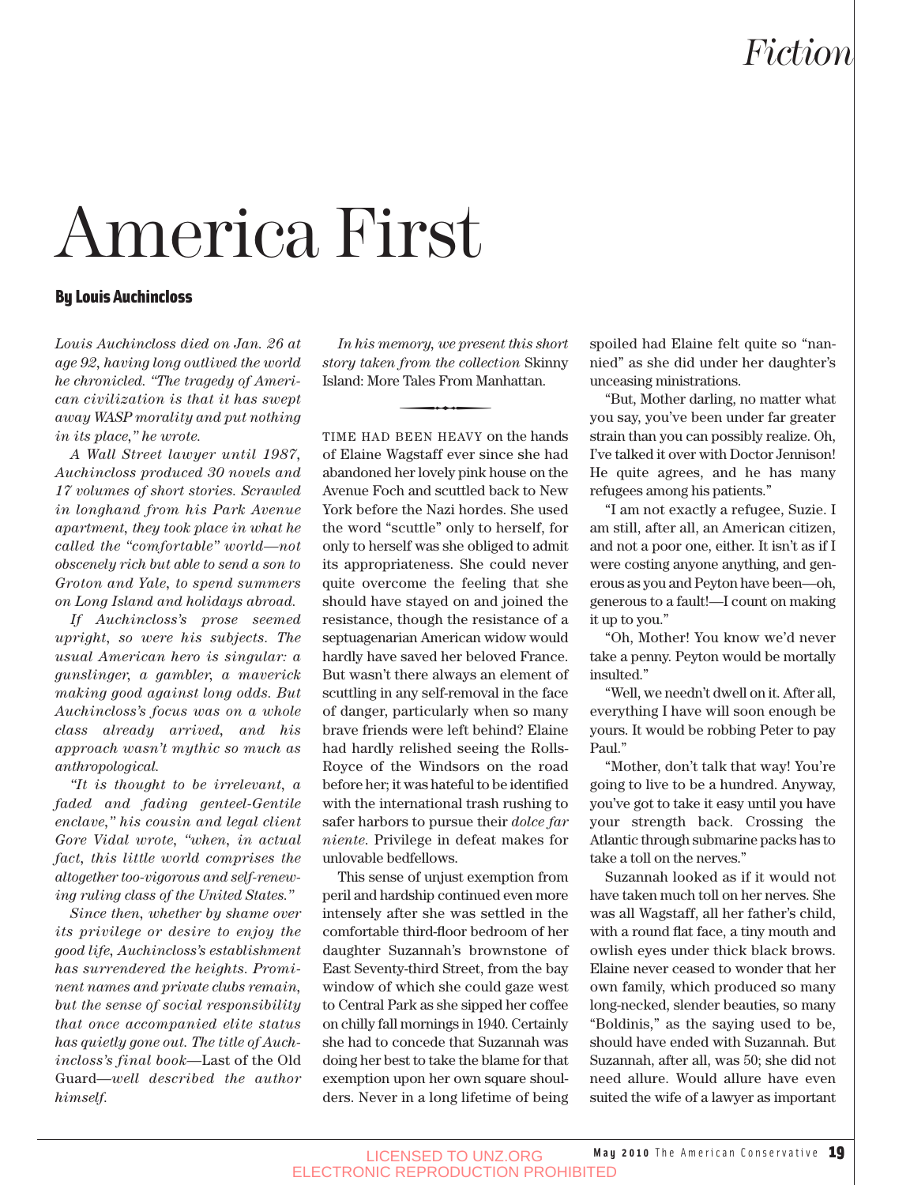# Fiction

# America First

**By Louis Auchincloss**

*Louis Auchincloss died on Jan. 26 at age 92, having long outlived the world he chronicled. "The tragedy of American civilization is that it has swept away WASP morality and put nothing in its place," he wrote.*

*A Wall Street lawyer until 1987, Auchincloss produced 30 novels and 17 volumes of short stories. Scrawled in longhand from his Park Avenue apartment, they took place in what he called the "comfortable" world—not obscenely rich but able to send a son to Groton and Yale, to spend summers on Long Island and holidays abroad.*

*If Auchincloss's prose seemed upright, so were his subjects. The usual American hero is singular: a gunslinger, a gambler, a maverick making good against long odds. But Auchincloss's focus was on a whole class already arrived, and his approach wasn't mythic so much as anthropological.*

*"It is thought to be irrelevant, a faded and fading genteel-Gentile enclave," his cousin and legal client Gore Vidal wrote, "when, in actual fact, this little world comprises the altogether too-vigorous and self-renewing ruling class of the United States."*

*Since then, whether by shame over its privilege or desire to enjoy the good life, Auchincloss's establishment has surrendered the heights. Prominent names and private clubs remain, but the sense of social responsibility that once accompanied elite status has quietly gone out. The title of Auchincloss's final book*—Last of the Old Guard—*well described the author himself.*

*In his memory, we present this short story taken from the collection* Skinny Island: More Tales From Manhattan.

TIME HAD BEEN HEAVY on the hands of Elaine Wagstaff ever since she had abandoned her lovely pink house on the Avenue Foch and scuttled back to New York before the Nazi hordes. She used the word "scuttle" only to herself, for only to herself was she obliged to admit its appropriateness. She could never quite overcome the feeling that she should have stayed on and joined the resistance, though the resistance of a septuagenarian American widow would hardly have saved her beloved France. But wasn't there always an element of scuttling in any self-removal in the face of danger, particularly when so many brave friends were left behind? Elaine had hardly relished seeing the Rolls-Royce of the Windsors on the road before her; it was hateful to be identified with the international trash rushing to safer harbors to pursue their *dolce far niente*. Privilege in defeat makes for unlovable bedfellows.

This sense of unjust exemption from peril and hardship continued even more intensely after she was settled in the comfortable third-floor bedroom of her daughter Suzannah's brownstone of East Seventy-third Street, from the bay window of which she could gaze west to Central Park as she sipped her coffee on chilly fall mornings in 1940. Certainly she had to concede that Suzannah was doing her best to take the blame for that exemption upon her own square shoulders. Never in a long lifetime of being spoiled had Elaine felt quite so "nannied" as she did under her daughter's unceasing ministrations.

"But, Mother darling, no matter what you say, you've been under far greater strain than you can possibly realize. Oh, I've talked it over with Doctor Jennison! He quite agrees, and he has many refugees among his patients."

"I am not exactly a refugee, Suzie. I am still, after all, an American citizen, and not a poor one, either. It isn't as if I were costing anyone anything, and generous as you and Peyton have been—oh, generous to a fault!—I count on making it up to you."

"Oh, Mother! You know we'd never take a penny. Peyton would be mortally insulted."

"Well, we needn't dwell on it. After all, everything I have will soon enough be yours. It would be robbing Peter to pay Paul."

"Mother, don't talk that way! You're going to live to be a hundred. Anyway, you've got to take it easy until you have your strength back. Crossing the Atlantic through submarine packs has to take a toll on the nerves."

Suzannah looked as if it would not have taken much toll on her nerves. She was all Wagstaff, all her father's child, with a round flat face, a tiny mouth and owlish eyes under thick black brows. Elaine never ceased to wonder that her own family, which produced so many long-necked, slender beauties, so many "Boldinis," as the saying used to be, should have ended with Suzannah. But Suzannah, after all, was 50; she did not need allure. Would allure have even suited the wife of a lawyer as important